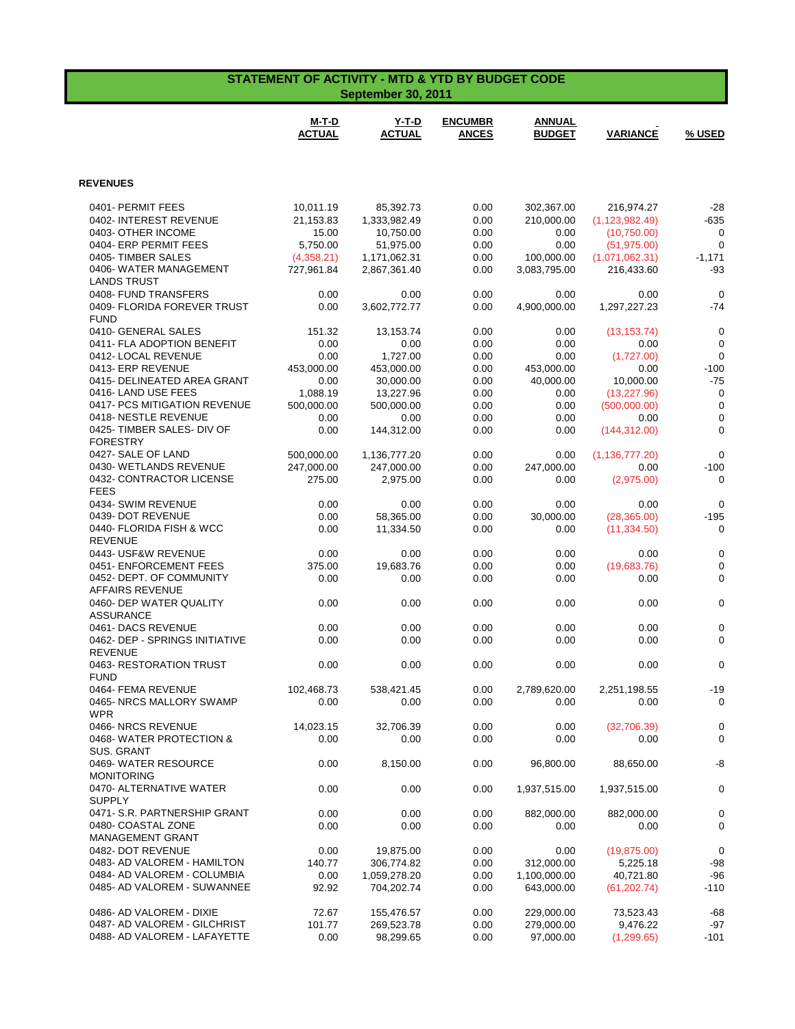## STATEMENT OF ACTIVITY - MTD & YTD BY BUDGET CODE
### September 30, 2011

| | M-T-D ACTUAL | Y-T-D ACTUAL | ENCUMBRANCES | ANNUAL BUDGET | VARIANCE | % USED |
|---|---|---|---|---|---|---|
| **REVENUES** | | | | | | |
| 0401- PERMIT FEES | 10,011.19 | 85,392.73 | 0.00 | 302,367.00 | 216,974.27 | -28 |
| 0402- INTEREST REVENUE | 21,153.83 | 1,333,982.49 | 0.00 | 210,000.00 | (1,123,982.49) | -635 |
| 0403- OTHER INCOME | 15.00 | 10,750.00 | 0.00 | 0.00 | (10,750.00) | 0 |
| 0404- ERP PERMIT FEES | 5,750.00 | 51,975.00 | 0.00 | 0.00 | (51,975.00) | 0 |
| 0405- TIMBER SALES | (4,358.21) | 1,171,062.31 | 0.00 | 100,000.00 | (1,071,062.31) | -1,171 |
| 0406- WATER MANAGEMENT LANDS TRUST | 727,961.84 | 2,867,361.40 | 0.00 | 3,083,795.00 | 216,433.60 | -93 |
| 0408- FUND TRANSFERS | 0.00 | 0.00 | 0.00 | 0.00 | 0.00 | 0 |
| 0409- FLORIDA FOREVER TRUST FUND | 0.00 | 3,602,772.77 | 0.00 | 4,900,000.00 | 1,297,227.23 | -74 |
| 0410- GENERAL SALES | 151.32 | 13,153.74 | 0.00 | 0.00 | (13,153.74) | 0 |
| 0411- FLA ADOPTION BENEFIT | 0.00 | 0.00 | 0.00 | 0.00 | 0.00 | 0 |
| 0412- LOCAL REVENUE | 0.00 | 1,727.00 | 0.00 | 0.00 | (1,727.00) | 0 |
| 0413- ERP REVENUE | 453,000.00 | 453,000.00 | 0.00 | 453,000.00 | 0.00 | -100 |
| 0415- DELINEATED AREA GRANT | 0.00 | 30,000.00 | 0.00 | 40,000.00 | 10,000.00 | -75 |
| 0416- LAND USE FEES | 1,088.19 | 13,227.96 | 0.00 | 0.00 | (13,227.96) | 0 |
| 0417- PCS MITIGATION REVENUE | 500,000.00 | 500,000.00 | 0.00 | 0.00 | (500,000.00) | 0 |
| 0418- NESTLE REVENUE | 0.00 | 0.00 | 0.00 | 0.00 | 0.00 | 0 |
| 0425- TIMBER SALES- DIV OF FORESTRY | 0.00 | 144,312.00 | 0.00 | 0.00 | (144,312.00) | 0 |
| 0427- SALE OF LAND | 500,000.00 | 1,136,777.20 | 0.00 | 0.00 | (1,136,777.20) | 0 |
| 0430- WETLANDS REVENUE | 247,000.00 | 247,000.00 | 0.00 | 247,000.00 | 0.00 | -100 |
| 0432- CONTRACTOR LICENSE FEES | 275.00 | 2,975.00 | 0.00 | 0.00 | (2,975.00) | 0 |
| 0434- SWIM REVENUE | 0.00 | 0.00 | 0.00 | 0.00 | 0.00 | 0 |
| 0439- DOT REVENUE | 0.00 | 58,365.00 | 0.00 | 30,000.00 | (28,365.00) | -195 |
| 0440- FLORIDA FISH & WCC REVENUE | 0.00 | 11,334.50 | 0.00 | 0.00 | (11,334.50) | 0 |
| 0443- USF&W REVENUE | 0.00 | 0.00 | 0.00 | 0.00 | 0.00 | 0 |
| 0451- ENFORCEMENT FEES | 375.00 | 19,683.76 | 0.00 | 0.00 | (19,683.76) | 0 |
| 0452- DEPT. OF COMMUNITY AFFAIRS REVENUE | 0.00 | 0.00 | 0.00 | 0.00 | 0.00 | 0 |
| 0460- DEP WATER QUALITY ASSURANCE | 0.00 | 0.00 | 0.00 | 0.00 | 0.00 | 0 |
| 0461- DACS REVENUE | 0.00 | 0.00 | 0.00 | 0.00 | 0.00 | 0 |
| 0462- DEP - SPRINGS INITIATIVE REVENUE | 0.00 | 0.00 | 0.00 | 0.00 | 0.00 | 0 |
| 0463- RESTORATION TRUST FUND | 0.00 | 0.00 | 0.00 | 0.00 | 0.00 | 0 |
| 0464- FEMA REVENUE | 102,468.73 | 538,421.45 | 0.00 | 2,789,620.00 | 2,251,198.55 | -19 |
| 0465- NRCS MALLORY SWAMP WPR | 0.00 | 0.00 | 0.00 | 0.00 | 0.00 | 0 |
| 0466- NRCS REVENUE | 14,023.15 | 32,706.39 | 0.00 | 0.00 | (32,706.39) | 0 |
| 0468- WATER PROTECTION & SUS. GRANT | 0.00 | 0.00 | 0.00 | 0.00 | 0.00 | 0 |
| 0469- WATER RESOURCE MONITORING | 0.00 | 8,150.00 | 0.00 | 96,800.00 | 88,650.00 | -8 |
| 0470- ALTERNATIVE WATER SUPPLY | 0.00 | 0.00 | 0.00 | 1,937,515.00 | 1,937,515.00 | 0 |
| 0471- S.R. PARTNERSHIP GRANT | 0.00 | 0.00 | 0.00 | 882,000.00 | 882,000.00 | 0 |
| 0480- COASTAL ZONE MANAGEMENT GRANT | 0.00 | 0.00 | 0.00 | 0.00 | 0.00 | 0 |
| 0482- DOT REVENUE | 0.00 | 19,875.00 | 0.00 | 0.00 | (19,875.00) | 0 |
| 0483- AD VALOREM - HAMILTON | 140.77 | 306,774.82 | 0.00 | 312,000.00 | 5,225.18 | -98 |
| 0484- AD VALOREM - COLUMBIA | 0.00 | 1,059,278.20 | 0.00 | 1,100,000.00 | 40,721.80 | -96 |
| 0485- AD VALOREM - SUWANNEE | 92.92 | 704,202.74 | 0.00 | 643,000.00 | (61,202.74) | -110 |
| 0486- AD VALOREM - DIXIE | 72.67 | 155,476.57 | 0.00 | 229,000.00 | 73,523.43 | -68 |
| 0487- AD VALOREM - GILCHRIST | 101.77 | 269,523.78 | 0.00 | 279,000.00 | 9,476.22 | -97 |
| 0488- AD VALOREM - LAFAYETTE | 0.00 | 98,299.65 | 0.00 | 97,000.00 | (1,299.65) | -101 |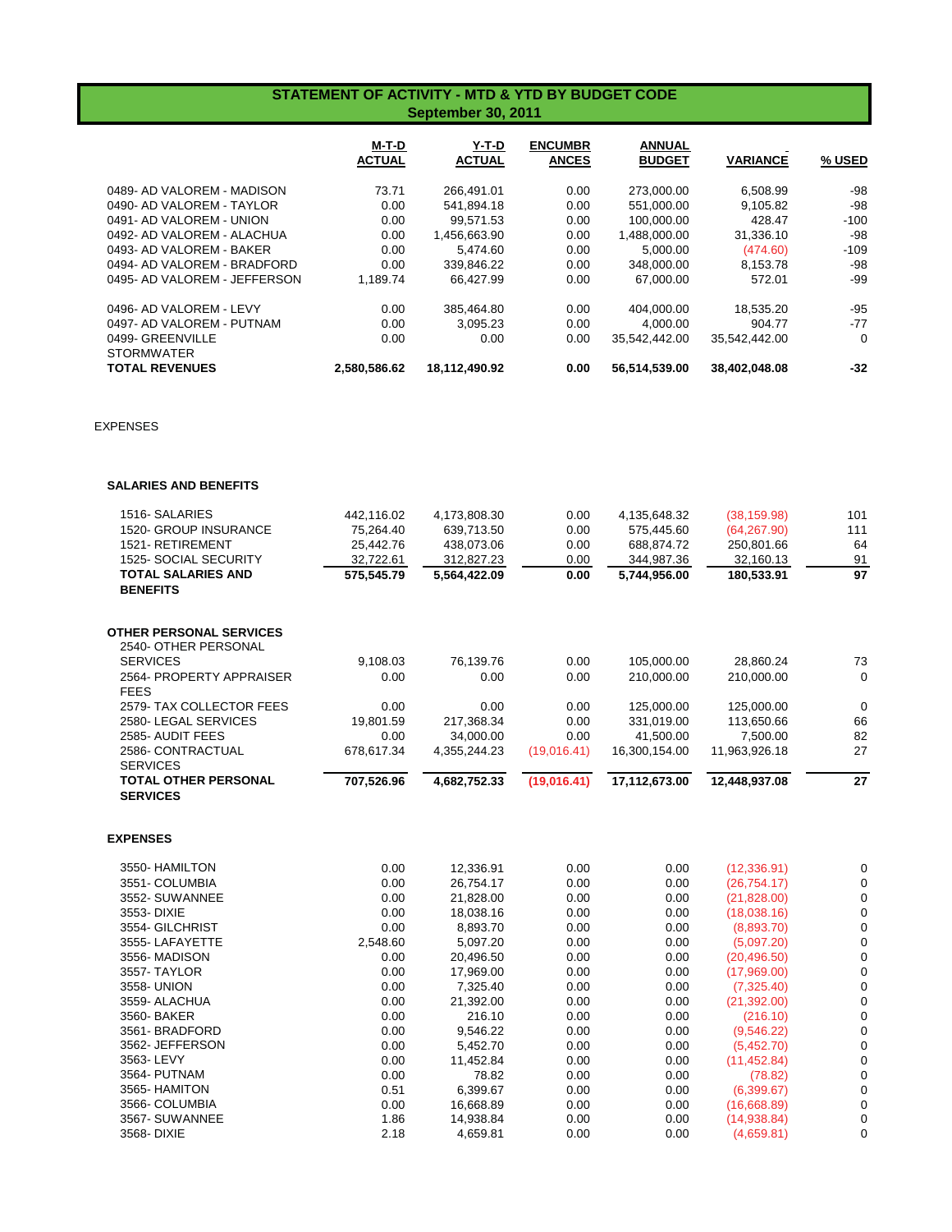# STATEMENT OF ACTIVITY - MTD & YTD BY BUDGET CODE
## September 30, 2011

| | M-T-D ACTUAL | Y-T-D ACTUAL | ENCUMBRANCES | ANNUAL BUDGET | VARIANCE | % USED |
|---|---|---|---|---|---|---|
| 0489- AD VALOREM - MADISON | 73.71 | 266,491.01 | 0.00 | 273,000.00 | 6,508.99 | -98 |
| 0490- AD VALOREM - TAYLOR | 0.00 | 541,894.18 | 0.00 | 551,000.00 | 9,105.82 | -98 |
| 0491- AD VALOREM - UNION | 0.00 | 99,571.53 | 0.00 | 100,000.00 | 428.47 | -100 |
| 0492- AD VALOREM - ALACHUA | 0.00 | 1,456,663.90 | 0.00 | 1,488,000.00 | 31,336.10 | -98 |
| 0493- AD VALOREM - BAKER | 0.00 | 5,474.60 | 0.00 | 5,000.00 | (474.60) | -109 |
| 0494- AD VALOREM - BRADFORD | 0.00 | 339,846.22 | 0.00 | 348,000.00 | 8,153.78 | -98 |
| 0495- AD VALOREM - JEFFERSON | 1,189.74 | 66,427.99 | 0.00 | 67,000.00 | 572.01 | -99 |
| 0496- AD VALOREM - LEVY | 0.00 | 385,464.80 | 0.00 | 404,000.00 | 18,535.20 | -95 |
| 0497- AD VALOREM - PUTNAM | 0.00 | 3,095.23 | 0.00 | 4,000.00 | 904.77 | -77 |
| 0499- GREENVILLE STORMWATER | 0.00 | 0.00 | 0.00 | 35,542,442.00 | 35,542,442.00 | 0 |
| **TOTAL REVENUES** | **2,580,586.62** | **18,112,490.92** | **0.00** | **56,514,539.00** | **38,402,048.08** | **-32** |

EXPENSES

**SALARIES AND BENEFITS**

| | M-T-D ACTUAL | Y-T-D ACTUAL | ENCUMBRANCES | ANNUAL BUDGET | VARIANCE | % USED |
|---|---|---|---|---|---|---|
| 1516- SALARIES | 442,116.02 | 4,173,808.30 | 0.00 | 4,135,648.32 | (38,159.98) | 101 |
| 1520- GROUP INSURANCE | 75,264.40 | 639,713.50 | 0.00 | 575,445.60 | (64,267.90) | 111 |
| 1521- RETIREMENT | 25,442.76 | 438,073.06 | 0.00 | 688,874.72 | 250,801.66 | 64 |
| 1525- SOCIAL SECURITY | 32,722.61 | 312,827.23 | 0.00 | 344,987.36 | 32,160.13 | 91 |
| **TOTAL SALARIES AND BENEFITS** | **575,545.79** | **5,564,422.09** | **0.00** | **5,744,956.00** | **180,533.91** | **97** |

**OTHER PERSONAL SERVICES**

| | M-T-D ACTUAL | Y-T-D ACTUAL | ENCUMBRANCES | ANNUAL BUDGET | VARIANCE | % USED |
|---|---|---|---|---|---|---|
| 2540- OTHER PERSONAL SERVICES | 9,108.03 | 76,139.76 | 0.00 | 105,000.00 | 28,860.24 | 73 |
| 2564- PROPERTY APPRAISER FEES | 0.00 | 0.00 | 0.00 | 210,000.00 | 210,000.00 | 0 |
| 2579- TAX COLLECTOR FEES | 0.00 | 0.00 | 0.00 | 125,000.00 | 125,000.00 | 0 |
| 2580- LEGAL SERVICES | 19,801.59 | 217,368.34 | 0.00 | 331,019.00 | 113,650.66 | 66 |
| 2585- AUDIT FEES | 0.00 | 34,000.00 | 0.00 | 41,500.00 | 7,500.00 | 82 |
| 2586- CONTRACTUAL SERVICES | 678,617.34 | 4,355,244.23 | (19,016.41) | 16,300,154.00 | 11,963,926.18 | 27 |
| **TOTAL OTHER PERSONAL SERVICES** | **707,526.96** | **4,682,752.33** | **(19,016.41)** | **17,112,673.00** | **12,448,937.08** | **27** |

**EXPENSES**

| | M-T-D ACTUAL | Y-T-D ACTUAL | ENCUMBRANCES | ANNUAL BUDGET | VARIANCE | % USED |
|---|---|---|---|---|---|---|
| 3550- HAMILTON | 0.00 | 12,336.91 | 0.00 | 0.00 | (12,336.91) | 0 |
| 3551- COLUMBIA | 0.00 | 26,754.17 | 0.00 | 0.00 | (26,754.17) | 0 |
| 3552- SUWANNEE | 0.00 | 21,828.00 | 0.00 | 0.00 | (21,828.00) | 0 |
| 3553- DIXIE | 0.00 | 18,038.16 | 0.00 | 0.00 | (18,038.16) | 0 |
| 3554- GILCHRIST | 0.00 | 8,893.70 | 0.00 | 0.00 | (8,893.70) | 0 |
| 3555- LAFAYETTE | 2,548.60 | 5,097.20 | 0.00 | 0.00 | (5,097.20) | 0 |
| 3556- MADISON | 0.00 | 20,496.50 | 0.00 | 0.00 | (20,496.50) | 0 |
| 3557- TAYLOR | 0.00 | 17,969.00 | 0.00 | 0.00 | (17,969.00) | 0 |
| 3558- UNION | 0.00 | 7,325.40 | 0.00 | 0.00 | (7,325.40) | 0 |
| 3559- ALACHUA | 0.00 | 21,392.00 | 0.00 | 0.00 | (21,392.00) | 0 |
| 3560- BAKER | 0.00 | 216.10 | 0.00 | 0.00 | (216.10) | 0 |
| 3561- BRADFORD | 0.00 | 9,546.22 | 0.00 | 0.00 | (9,546.22) | 0 |
| 3562- JEFFERSON | 0.00 | 5,452.70 | 0.00 | 0.00 | (5,452.70) | 0 |
| 3563- LEVY | 0.00 | 11,452.84 | 0.00 | 0.00 | (11,452.84) | 0 |
| 3564- PUTNAM | 0.00 | 78.82 | 0.00 | 0.00 | (78.82) | 0 |
| 3565- HAMITON | 0.51 | 6,399.67 | 0.00 | 0.00 | (6,399.67) | 0 |
| 3566- COLUMBIA | 0.00 | 16,668.89 | 0.00 | 0.00 | (16,668.89) | 0 |
| 3567- SUWANNEE | 1.86 | 14,938.84 | 0.00 | 0.00 | (14,938.84) | 0 |
| 3568- DIXIE | 2.18 | 4,659.81 | 0.00 | 0.00 | (4,659.81) | 0 |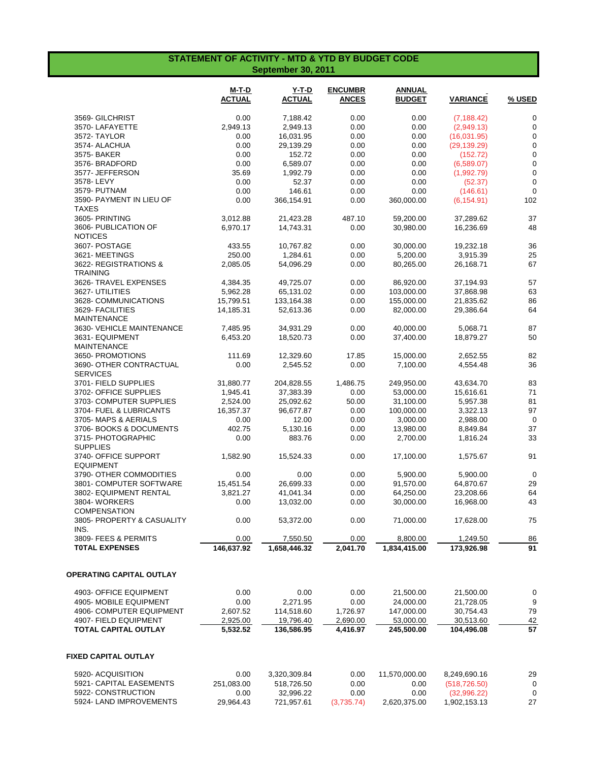## STATEMENT OF ACTIVITY - MTD & YTD BY BUDGET CODE
### September 30, 2011

| | M-T-D ACTUAL | Y-T-D ACTUAL | ENCUMBRANCES | ANNUAL BUDGET | VARIANCE | % USED |
|---|---|---|---|---|---|---|
| 3569- GILCHRIST | 0.00 | 7,188.42 | 0.00 | 0.00 | (7,188.42) | 0 |
| 3570- LAFAYETTE | 2,949.13 | 2,949.13 | 0.00 | 0.00 | (2,949.13) | 0 |
| 3572- TAYLOR | 0.00 | 16,031.95 | 0.00 | 0.00 | (16,031.95) | 0 |
| 3574- ALACHUA | 0.00 | 29,139.29 | 0.00 | 0.00 | (29,139.29) | 0 |
| 3575- BAKER | 0.00 | 152.72 | 0.00 | 0.00 | (152.72) | 0 |
| 3576- BRADFORD | 0.00 | 6,589.07 | 0.00 | 0.00 | (6,589.07) | 0 |
| 3577- JEFFERSON | 35.69 | 1,992.79 | 0.00 | 0.00 | (1,992.79) | 0 |
| 3578- LEVY | 0.00 | 52.37 | 0.00 | 0.00 | (52.37) | 0 |
| 3579- PUTNAM | 0.00 | 146.61 | 0.00 | 0.00 | (146.61) | 0 |
| 3590- PAYMENT IN LIEU OF TAXES | 0.00 | 366,154.91 | 0.00 | 360,000.00 | (6,154.91) | 102 |
| 3605- PRINTING | 3,012.88 | 21,423.28 | 487.10 | 59,200.00 | 37,289.62 | 37 |
| 3606- PUBLICATION OF NOTICES | 6,970.17 | 14,743.31 | 0.00 | 30,980.00 | 16,236.69 | 48 |
| 3607- POSTAGE | 433.55 | 10,767.82 | 0.00 | 30,000.00 | 19,232.18 | 36 |
| 3621- MEETINGS | 250.00 | 1,284.61 | 0.00 | 5,200.00 | 3,915.39 | 25 |
| 3622- REGISTRATIONS & TRAINING | 2,085.05 | 54,096.29 | 0.00 | 80,265.00 | 26,168.71 | 67 |
| 3626- TRAVEL EXPENSES | 4,384.35 | 49,725.07 | 0.00 | 86,920.00 | 37,194.93 | 57 |
| 3627- UTILITIES | 5,962.28 | 65,131.02 | 0.00 | 103,000.00 | 37,868.98 | 63 |
| 3628- COMMUNICATIONS | 15,799.51 | 133,164.38 | 0.00 | 155,000.00 | 21,835.62 | 86 |
| 3629- FACILITIES MAINTENANCE | 14,185.31 | 52,613.36 | 0.00 | 82,000.00 | 29,386.64 | 64 |
| 3630- VEHICLE MAINTENANCE | 7,485.95 | 34,931.29 | 0.00 | 40,000.00 | 5,068.71 | 87 |
| 3631- EQUIPMENT MAINTENANCE | 6,453.20 | 18,520.73 | 0.00 | 37,400.00 | 18,879.27 | 50 |
| 3650- PROMOTIONS | 111.69 | 12,329.60 | 17.85 | 15,000.00 | 2,652.55 | 82 |
| 3690- OTHER CONTRACTUAL SERVICES | 0.00 | 2,545.52 | 0.00 | 7,100.00 | 4,554.48 | 36 |
| 3701- FIELD SUPPLIES | 31,880.77 | 204,828.55 | 1,486.75 | 249,950.00 | 43,634.70 | 83 |
| 3702- OFFICE SUPPLIES | 1,945.41 | 37,383.39 | 0.00 | 53,000.00 | 15,616.61 | 71 |
| 3703- COMPUTER SUPPLIES | 2,524.00 | 25,092.62 | 50.00 | 31,100.00 | 5,957.38 | 81 |
| 3704- FUEL & LUBRICANTS | 16,357.37 | 96,677.87 | 0.00 | 100,000.00 | 3,322.13 | 97 |
| 3705- MAPS & AERIALS | 0.00 | 12.00 | 0.00 | 3,000.00 | 2,988.00 | 0 |
| 3706- BOOKS & DOCUMENTS | 402.75 | 5,130.16 | 0.00 | 13,980.00 | 8,849.84 | 37 |
| 3715- PHOTOGRAPHIC SUPPLIES | 0.00 | 883.76 | 0.00 | 2,700.00 | 1,816.24 | 33 |
| 3740- OFFICE SUPPORT EQUIPMENT | 1,582.90 | 15,524.33 | 0.00 | 17,100.00 | 1,575.67 | 91 |
| 3790- OTHER COMMODITIES | 0.00 | 0.00 | 0.00 | 5,900.00 | 5,900.00 | 0 |
| 3801- COMPUTER SOFTWARE | 15,451.54 | 26,699.33 | 0.00 | 91,570.00 | 64,870.67 | 29 |
| 3802- EQUIPMENT RENTAL | 3,821.27 | 41,041.34 | 0.00 | 64,250.00 | 23,208.66 | 64 |
| 3804- WORKERS COMPENSATION | 0.00 | 13,032.00 | 0.00 | 30,000.00 | 16,968.00 | 43 |
| 3805- PROPERTY & CASUALITY INS. | 0.00 | 53,372.00 | 0.00 | 71,000.00 | 17,628.00 | 75 |
| 3809- FEES & PERMITS | 0.00 | 7,550.50 | 0.00 | 8,800.00 | 1,249.50 | 86 |
| **T0TAL EXPENSES** | **146,637.92** | **1,658,446.32** | **2,041.70** | **1,834,415.00** | **173,926.98** | **91** |
| | | | | | | |
| **OPERATING CAPITAL OUTLAY** | | | | | | |
| 4903- OFFICE EQUIPMENT | 0.00 | 0.00 | 0.00 | 21,500.00 | 21,500.00 | 0 |
| 4905- MOBILE EQUIPMENT | 0.00 | 2,271.95 | 0.00 | 24,000.00 | 21,728.05 | 9 |
| 4906- COMPUTER EQUIPMENT | 2,607.52 | 114,518.60 | 1,726.97 | 147,000.00 | 30,754.43 | 79 |
| 4907- FIELD EQUIPMENT | 2,925.00 | 19,796.40 | 2,690.00 | 53,000.00 | 30,513.60 | 42 |
| **TOTAL CAPITAL OUTLAY** | **5,532.52** | **136,586.95** | **4,416.97** | **245,500.00** | **104,496.08** | **57** |
| | | | | | | |
| **FIXED CAPITAL OUTLAY** | | | | | | |
| 5920- ACQUISITION | 0.00 | 3,320,309.84 | 0.00 | 11,570,000.00 | 8,249,690.16 | 29 |
| 5921- CAPITAL EASEMENTS | 251,083.00 | 518,726.50 | 0.00 | 0.00 | (518,726.50) | 0 |
| 5922- CONSTRUCTION | 0.00 | 32,996.22 | 0.00 | 0.00 | (32,996.22) | 0 |
| 5924- LAND IMPROVEMENTS | 29,964.43 | 721,957.61 | (3,735.74) | 2,620,375.00 | 1,902,153.13 | 27 |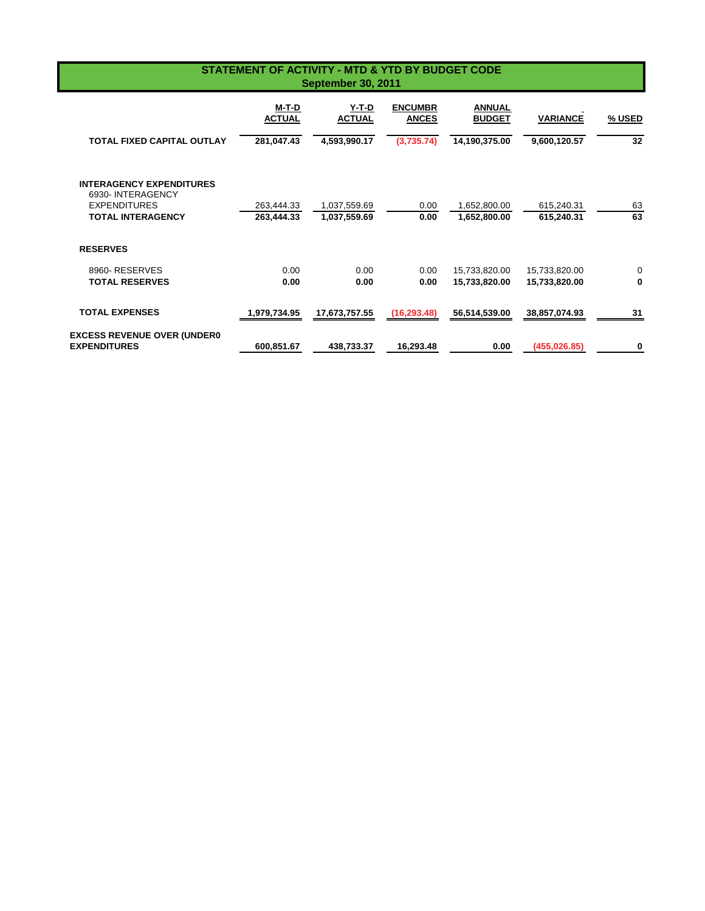## STATEMENT OF ACTIVITY - MTD & YTD BY BUDGET CODE
## September 30, 2011

| | M-T-D ACTUAL | Y-T-D ACTUAL | ENCUMBRANCES | ANNUAL BUDGET | VARIANCE | % USED |
|---|---|---|---|---|---|---|
| **TOTAL FIXED CAPITAL OUTLAY** | **281,047.43** | **4,593,990.17** | **(3,735.74)** | **14,190,375.00** | **9,600,120.57** | **32** |
| **INTERAGENCY EXPENDITURES** | | | | | | |
| 6930- INTERAGENCY EXPENDITURES | 263,444.33 | 1,037,559.69 | 0.00 | 1,652,800.00 | 615,240.31 | 63 |
| **TOTAL INTERAGENCY** | **263,444.33** | **1,037,559.69** | **0.00** | **1,652,800.00** | **615,240.31** | **63** |
| **RESERVES** | | | | | | |
| 8960- RESERVES | 0.00 | 0.00 | 0.00 | 15,733,820.00 | 15,733,820.00 | 0 |
| **TOTAL RESERVES** | **0.00** | **0.00** | **0.00** | **15,733,820.00** | **15,733,820.00** | **0** |
| **TOTAL EXPENSES** | **1,979,734.95** | **17,673,757.55** | **(16,293.48)** | **56,514,539.00** | **38,857,074.93** | **31** |
| **EXCESS REVENUE OVER (UNDER0 EXPENDITURES** | **600,851.67** | **438,733.37** | **16,293.48** | **0.00** | **(455,026.85)** | **0** |